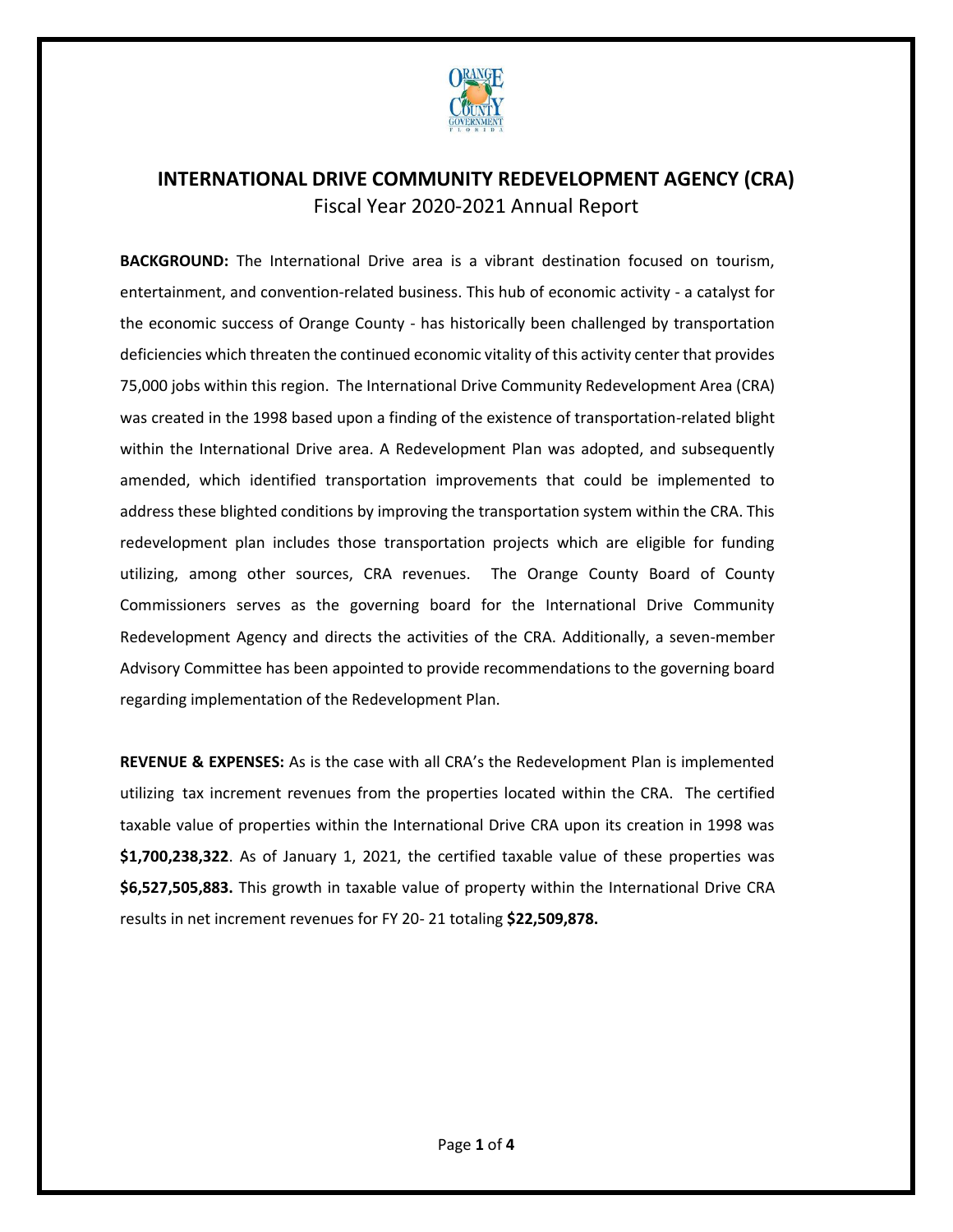# INTERNATIONAL DRIVE COMMUNITY REDEVELOPMENT AGENCY (CRA)

Fiscal Year 2020-2021 Annual Report

**BACKGROUND:** The International Drive area is a vibrant destination focused on tourism, entertainment, and convention-related business. This hub of economic activity - a catalyst for the economic success of Orange County - has historically been challenged by transportation deficiencies which threaten the continued economic vitality of this activity center that provides 75,000 jobs within this region. The International Drive Community Redevelopment Area (CRA) was created in the 1998 based upon a finding of the existence of transportation-related blight within the International Drive area. A Redevelopment Plan was adopted, and subsequently amended, which identified transportation improvements that could be implemented to address these blighted conditions by improving the transportation system within the CRA. This redevelopment plan includes those transportation projects which are eligible for funding utilizing, among other sources, CRA revenues. The Orange County Board of County Commissioners serves as the governing board for the International Drive Community Redevelopment Agency and directs the activities of the CRA. Additionally, a seven-member Advisory Committee has been appointed to provide recommendations to the governing board regarding implementation of the Redevelopment Plan.

**REVENUE & EXPENSES:** As is the case with all CRA's the Redevelopment Plan is implemented utilizing tax increment revenues from the properties located within the CRA. The certified taxable value of properties within the International Drive CRA upon its creation in 1998 was **$1,700,238,322**. As of January 1, 2021, the certified taxable value of these properties was **$6,527,505,883.** This growth in taxable value of property within the International Drive CRA results in net increment revenues for FY 20- 21 totaling **$22,509,878.**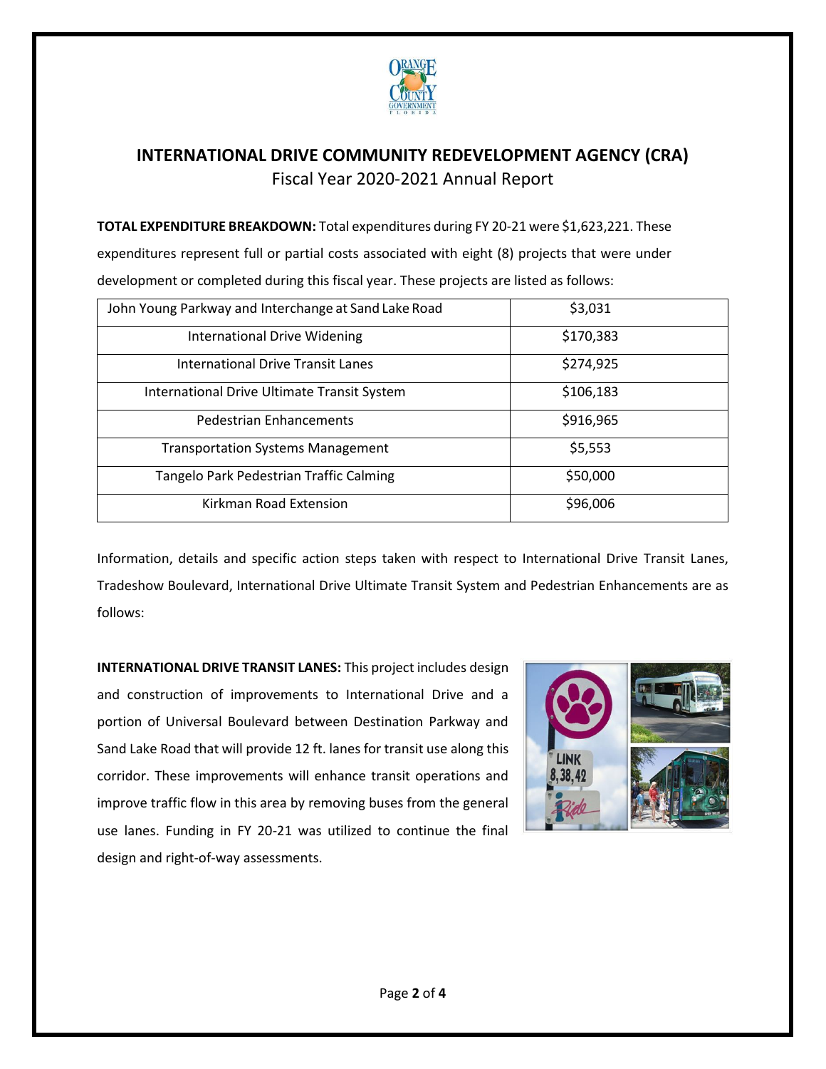# INTERNATIONAL DRIVE COMMUNITY REDEVELOPMENT AGENCY (CRA)

Fiscal Year 2020-2021 Annual Report

**TOTAL EXPENDITURE BREAKDOWN:** Total expenditures during FY 20-21 were $1,623,221. These expenditures represent full or partial costs associated with eight (8) projects that were under development or completed during this fiscal year. These projects are listed as follows:

| Project | Amount |
|---|---|
| John Young Parkway and Interchange at Sand Lake Road | $3,031 |
| International Drive Widening | $170,383 |
| International Drive Transit Lanes | $274,925 |
| International Drive Ultimate Transit System | $106,183 |
| Pedestrian Enhancements | $916,965 |
| Transportation Systems Management | $5,553 |
| Tangelo Park Pedestrian Traffic Calming | $50,000 |
| Kirkman Road Extension | $96,006 |

Information, details and specific action steps taken with respect to International Drive Transit Lanes, Tradeshow Boulevard, International Drive Ultimate Transit System and Pedestrian Enhancements are as follows:

**INTERNATIONAL DRIVE TRANSIT LANES:** This project includes design and construction of improvements to International Drive and a portion of Universal Boulevard between Destination Parkway and Sand Lake Road that will provide 12 ft. lanes for transit use along this corridor. These improvements will enhance transit operations and improve traffic flow in this area by removing buses from the general use lanes. Funding in FY 20-21 was utilized to continue the final design and right-of-way assessments.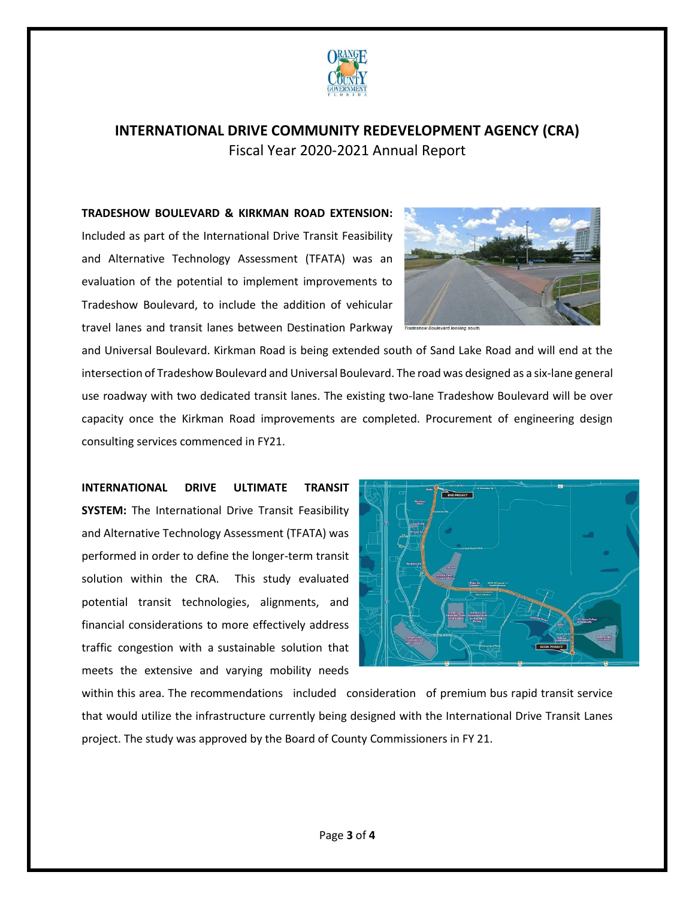# INTERNATIONAL DRIVE COMMUNITY REDEVELOPMENT AGENCY (CRA)

Fiscal Year 2020-2021 Annual Report

**TRADESHOW BOULEVARD & KIRKMAN ROAD EXTENSION:** Included as part of the International Drive Transit Feasibility and Alternative Technology Assessment (TFATA) was an evaluation of the potential to implement improvements to Tradeshow Boulevard, to include the addition of vehicular travel lanes and transit lanes between Destination Parkway and Universal Boulevard. Kirkman Road is being extended south of Sand Lake Road and will end at the intersection of Tradeshow Boulevard and Universal Boulevard. The road was designed as a six-lane general use roadway with two dedicated transit lanes. The existing two-lane Tradeshow Boulevard will be over capacity once the Kirkman Road improvements are completed. Procurement of engineering design consulting services commenced in FY21.

*Tradeshow Boulevard looking south.*

**INTERNATIONAL DRIVE ULTIMATE TRANSIT SYSTEM:** The International Drive Transit Feasibility and Alternative Technology Assessment (TFATA) was performed in order to define the longer-term transit solution within the CRA. This study evaluated potential transit technologies, alignments, and financial considerations to more effectively address traffic congestion with a sustainable solution that meets the extensive and varying mobility needs within this area. The recommendations included consideration of premium bus rapid transit service that would utilize the infrastructure currently being designed with the International Drive Transit Lanes project. The study was approved by the Board of County Commissioners in FY 21.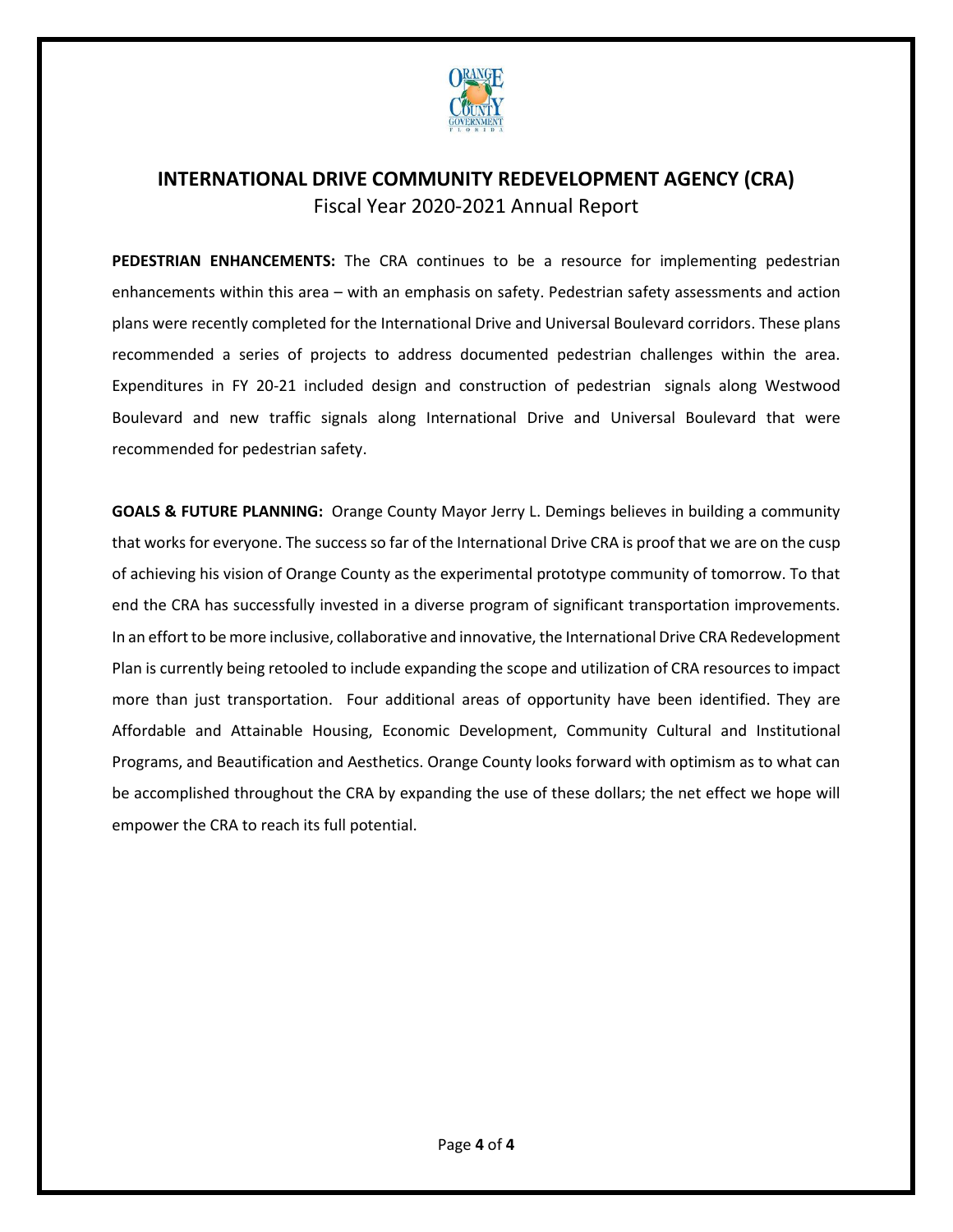# INTERNATIONAL DRIVE COMMUNITY REDEVELOPMENT AGENCY (CRA)

Fiscal Year 2020-2021 Annual Report

**PEDESTRIAN ENHANCEMENTS:** The CRA continues to be a resource for implementing pedestrian enhancements within this area – with an emphasis on safety. Pedestrian safety assessments and action plans were recently completed for the International Drive and Universal Boulevard corridors. These plans recommended a series of projects to address documented pedestrian challenges within the area. Expenditures in FY 20-21 included design and construction of pedestrian signals along Westwood Boulevard and new traffic signals along International Drive and Universal Boulevard that were recommended for pedestrian safety.

**GOALS & FUTURE PLANNING:** Orange County Mayor Jerry L. Demings believes in building a community that works for everyone. The success so far of the International Drive CRA is proof that we are on the cusp of achieving his vision of Orange County as the experimental prototype community of tomorrow. To that end the CRA has successfully invested in a diverse program of significant transportation improvements. In an effort to be more inclusive, collaborative and innovative, the International Drive CRA Redevelopment Plan is currently being retooled to include expanding the scope and utilization of CRA resources to impact more than just transportation. Four additional areas of opportunity have been identified. They are Affordable and Attainable Housing, Economic Development, Community Cultural and Institutional Programs, and Beautification and Aesthetics. Orange County looks forward with optimism as to what can be accomplished throughout the CRA by expanding the use of these dollars; the net effect we hope will empower the CRA to reach its full potential.